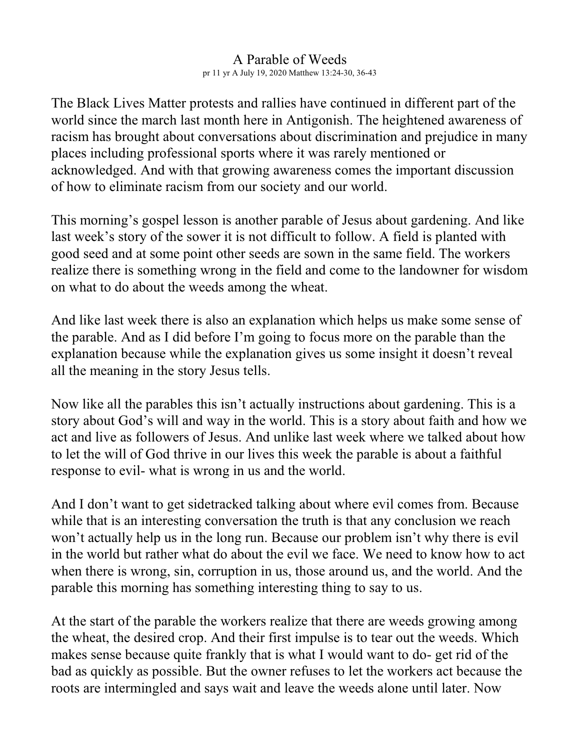# A Parable of Weeds

pr 11 yr A July 19, 2020 Matthew 13:24-30, 36-43

The Black Lives Matter protests and rallies have continued in different part of the world since the march last month here in Antigonish. The heightened awareness of racism has brought about conversations about discrimination and prejudice in many places including professional sports where it was rarely mentioned or acknowledged. And with that growing awareness comes the important discussion of how to eliminate racism from our society and our world.

This morning's gospel lesson is another parable of Jesus about gardening. And like last week's story of the sower it is not difficult to follow. A field is planted with good seed and at some point other seeds are sown in the same field. The workers realize there is something wrong in the field and come to the landowner for wisdom on what to do about the weeds among the wheat.

And like last week there is also an explanation which helps us make some sense of the parable. And as I did before I'm going to focus more on the parable than the explanation because while the explanation gives us some insight it doesn't reveal all the meaning in the story Jesus tells.

Now like all the parables this isn't actually instructions about gardening. This is a story about God's will and way in the world. This is a story about faith and how we act and live as followers of Jesus. And unlike last week where we talked about how to let the will of God thrive in our lives this week the parable is about a faithful response to evil- what is wrong in us and the world.

And I don't want to get sidetracked talking about where evil comes from. Because while that is an interesting conversation the truth is that any conclusion we reach won't actually help us in the long run. Because our problem isn't why there is evil in the world but rather what do about the evil we face. We need to know how to act when there is wrong, sin, corruption in us, those around us, and the world. And the parable this morning has something interesting thing to say to us.

At the start of the parable the workers realize that there are weeds growing among the wheat, the desired crop. And their first impulse is to tear out the weeds. Which makes sense because quite frankly that is what I would want to do- get rid of the bad as quickly as possible. But the owner refuses to let the workers act because the roots are intermingled and says wait and leave the weeds alone until later. Now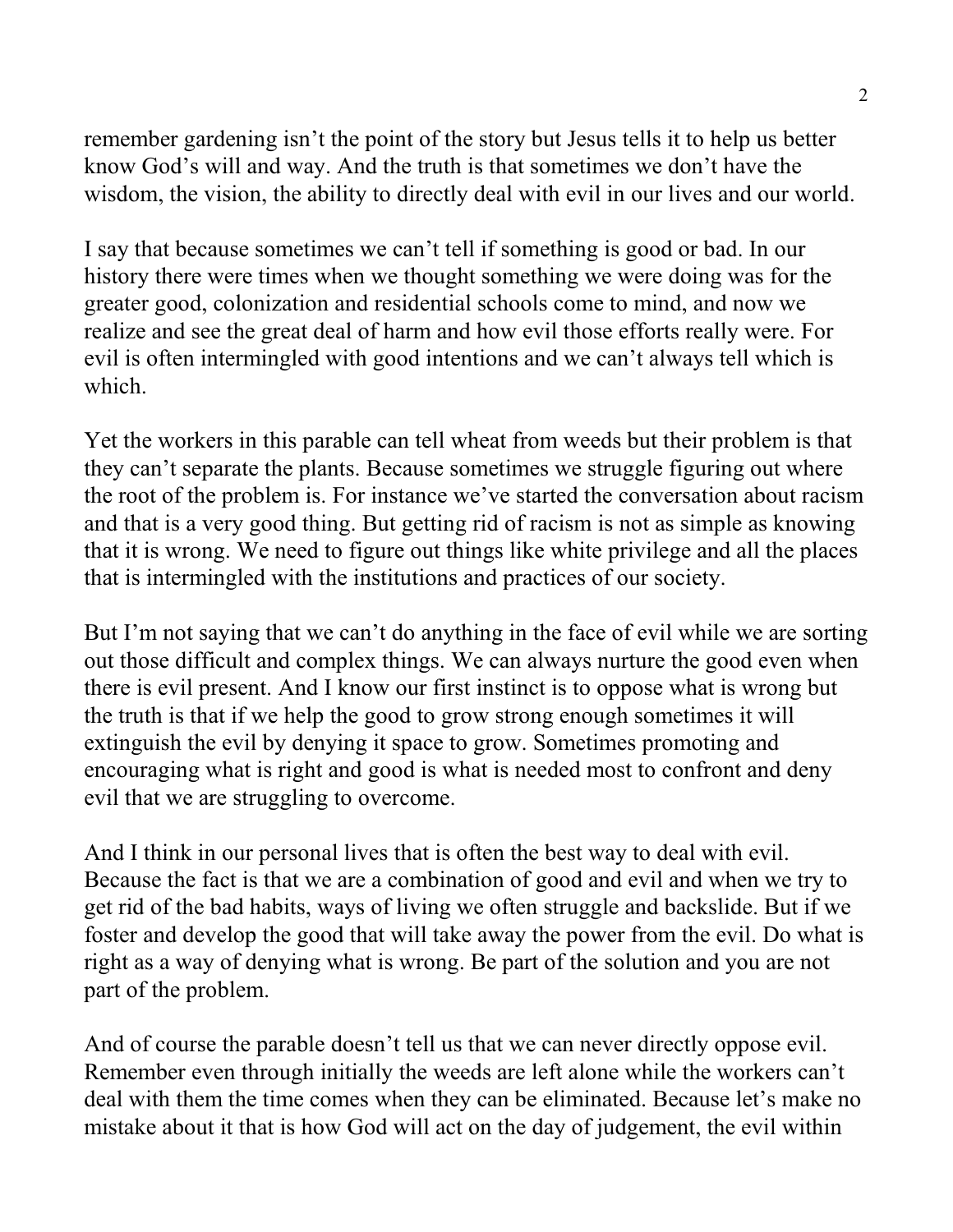remember gardening isn't the point of the story but Jesus tells it to help us better know God's will and way. And the truth is that sometimes we don't have the wisdom, the vision, the ability to directly deal with evil in our lives and our world.

I say that because sometimes we can't tell if something is good or bad. In our history there were times when we thought something we were doing was for the greater good, colonization and residential schools come to mind, and now we realize and see the great deal of harm and how evil those efforts really were. For evil is often intermingled with good intentions and we can't always tell which is which.

Yet the workers in this parable can tell wheat from weeds but their problem is that they can't separate the plants. Because sometimes we struggle figuring out where the root of the problem is. For instance we've started the conversation about racism and that is a very good thing. But getting rid of racism is not as simple as knowing that it is wrong. We need to figure out things like white privilege and all the places that is intermingled with the institutions and practices of our society.

But I'm not saying that we can't do anything in the face of evil while we are sorting out those difficult and complex things. We can always nurture the good even when there is evil present. And I know our first instinct is to oppose what is wrong but the truth is that if we help the good to grow strong enough sometimes it will extinguish the evil by denying it space to grow. Sometimes promoting and encouraging what is right and good is what is needed most to confront and deny evil that we are struggling to overcome.

And I think in our personal lives that is often the best way to deal with evil. Because the fact is that we are a combination of good and evil and when we try to get rid of the bad habits, ways of living we often struggle and backslide. But if we foster and develop the good that will take away the power from the evil. Do what is right as a way of denying what is wrong. Be part of the solution and you are not part of the problem.

And of course the parable doesn't tell us that we can never directly oppose evil. Remember even through initially the weeds are left alone while the workers can't deal with them the time comes when they can be eliminated. Because let's make no mistake about it that is how God will act on the day of judgement, the evil within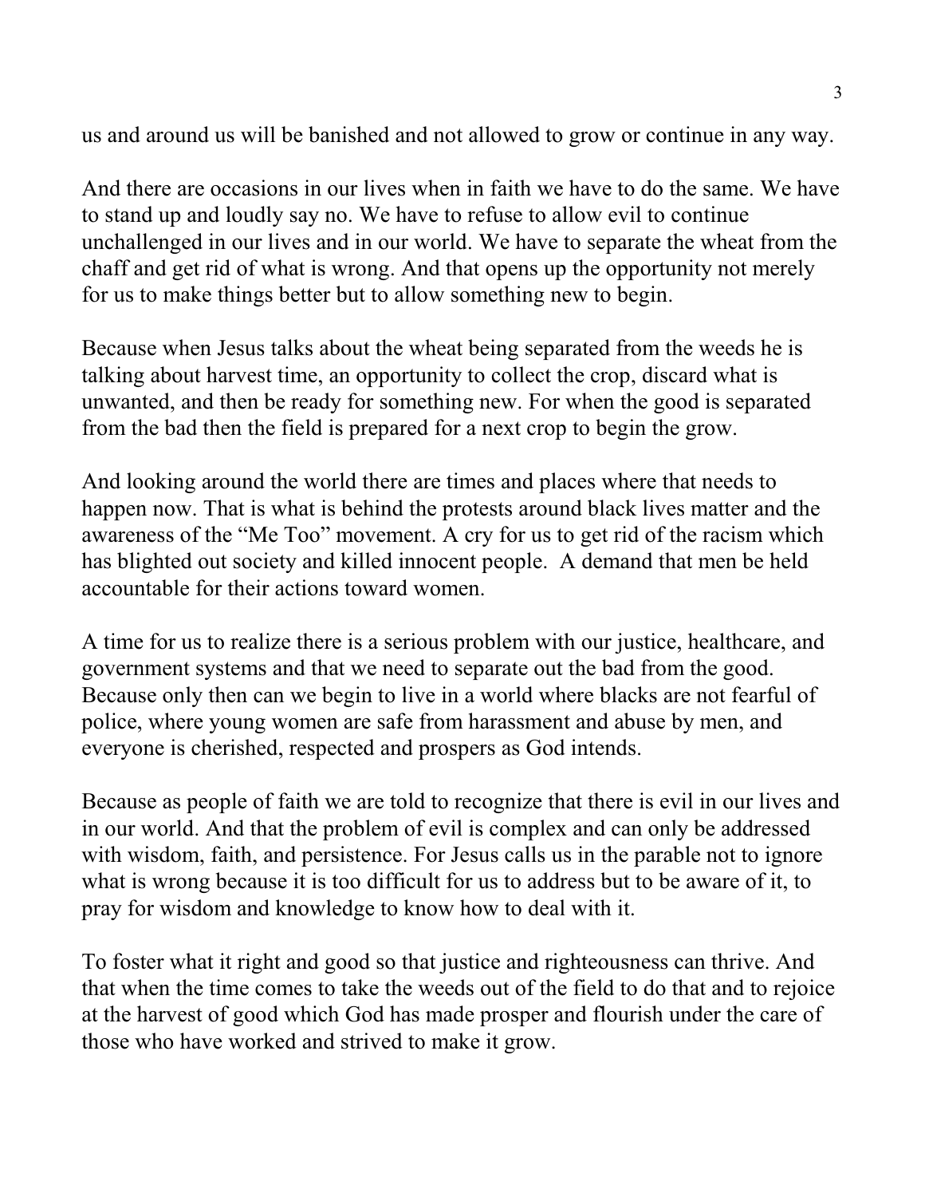us and around us will be banished and not allowed to grow or continue in any way.

And there are occasions in our lives when in faith we have to do the same. We have to stand up and loudly say no. We have to refuse to allow evil to continue unchallenged in our lives and in our world. We have to separate the wheat from the chaff and get rid of what is wrong. And that opens up the opportunity not merely for us to make things better but to allow something new to begin.

Because when Jesus talks about the wheat being separated from the weeds he is talking about harvest time, an opportunity to collect the crop, discard what is unwanted, and then be ready for something new. For when the good is separated from the bad then the field is prepared for a next crop to begin the grow.

And looking around the world there are times and places where that needs to happen now. That is what is behind the protests around black lives matter and the awareness of the "Me Too" movement. A cry for us to get rid of the racism which has blighted out society and killed innocent people. A demand that men be held accountable for their actions toward women.

A time for us to realize there is a serious problem with our justice, healthcare, and government systems and that we need to separate out the bad from the good. Because only then can we begin to live in a world where blacks are not fearful of police, where young women are safe from harassment and abuse by men, and everyone is cherished, respected and prospers as God intends.

Because as people of faith we are told to recognize that there is evil in our lives and in our world. And that the problem of evil is complex and can only be addressed with wisdom, faith, and persistence. For Jesus calls us in the parable not to ignore what is wrong because it is too difficult for us to address but to be aware of it, to pray for wisdom and knowledge to know how to deal with it.

To foster what it right and good so that justice and righteousness can thrive. And that when the time comes to take the weeds out of the field to do that and to rejoice at the harvest of good which God has made prosper and flourish under the care of those who have worked and strived to make it grow.